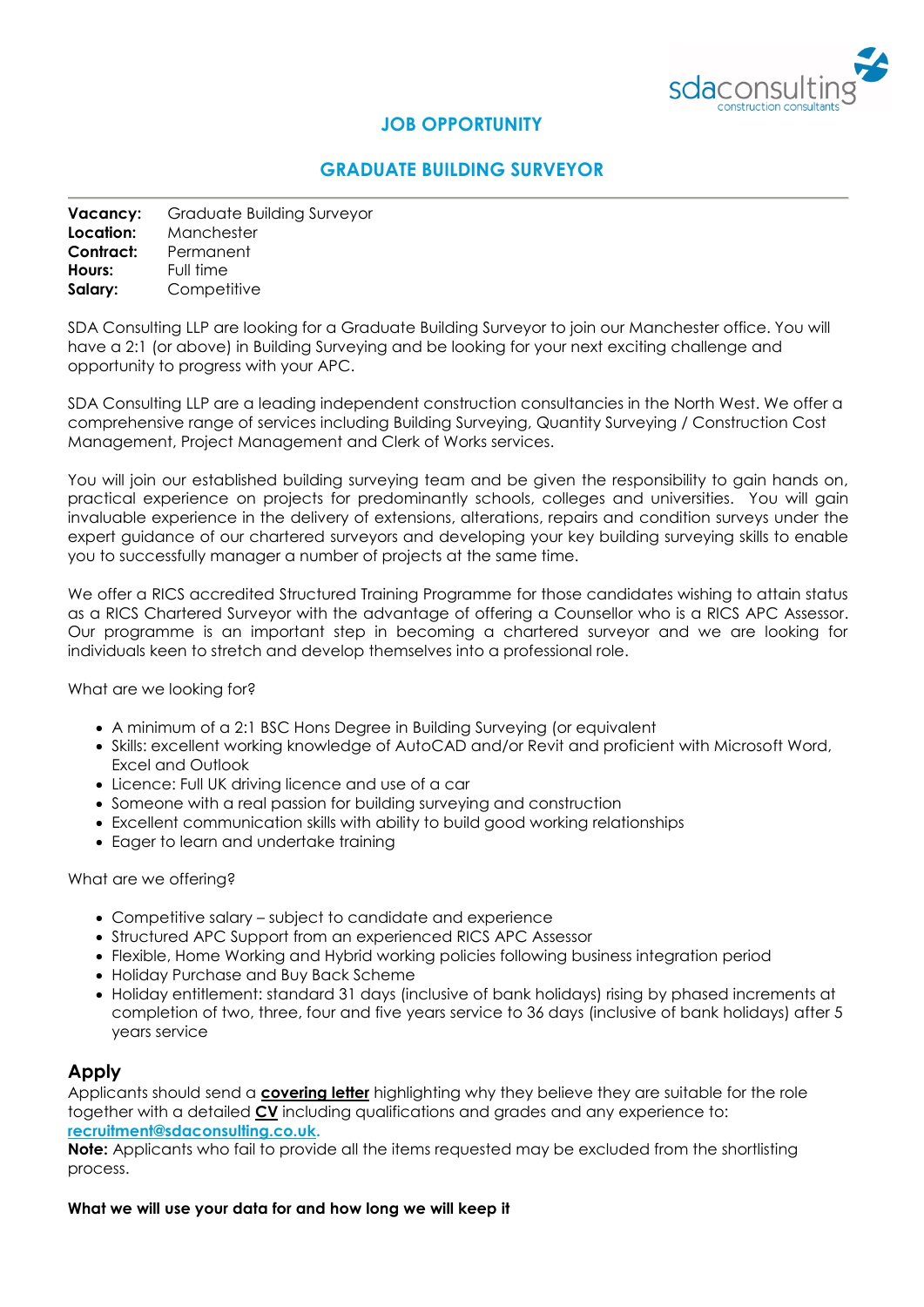sdaconsulting
construction consultants

# JOB OPPORTUNITY

## GRADUATE BUILDING SURVEYOR

**Vacancy:** Graduate Building Surveyor
**Location:** Manchester
**Contract:** Permanent
**Hours:** Full time
**Salary:** Competitive

SDA Consulting LLP are looking for a Graduate Building Surveyor to join our Manchester office. You will have a 2:1 (or above) in Building Surveying and be looking for your next exciting challenge and opportunity to progress with your APC.

SDA Consulting LLP are a leading independent construction consultancies in the North West. We offer a comprehensive range of services including Building Surveying, Quantity Surveying / Construction Cost Management, Project Management and Clerk of Works services.

You will join our established building surveying team and be given the responsibility to gain hands on, practical experience on projects for predominantly schools, colleges and universities. You will gain invaluable experience in the delivery of extensions, alterations, repairs and condition surveys under the expert guidance of our chartered surveyors and developing your key building surveying skills to enable you to successfully manager a number of projects at the same time.

We offer a RICS accredited Structured Training Programme for those candidates wishing to attain status as a RICS Chartered Surveyor with the advantage of offering a Counsellor who is a RICS APC Assessor. Our programme is an important step in becoming a chartered surveyor and we are looking for individuals keen to stretch and develop themselves into a professional role.

What are we looking for?

- A minimum of a 2:1 BSC Hons Degree in Building Surveying (or equivalent
- Skills: excellent working knowledge of AutoCAD and/or Revit and proficient with Microsoft Word, Excel and Outlook
- Licence: Full UK driving licence and use of a car
- Someone with a real passion for building surveying and construction
- Excellent communication skills with ability to build good working relationships
- Eager to learn and undertake training

What are we offering?

- Competitive salary – subject to candidate and experience
- Structured APC Support from an experienced RICS APC Assessor
- Flexible, Home Working and Hybrid working policies following business integration period
- Holiday Purchase and Buy Back Scheme
- Holiday entitlement: standard 31 days (inclusive of bank holidays) rising by phased increments at completion of two, three, four and five years service to 36 days (inclusive of bank holidays) after 5 years service

## Apply

Applicants should send a **covering letter** highlighting why they believe they are suitable for the role together with a detailed **CV** including qualifications and grades and any experience to: **recruitment@sdaconsulting.co.uk.**

**Note:** Applicants who fail to provide all the items requested may be excluded from the shortlisting process.

**What we will use your data for and how long we will keep it**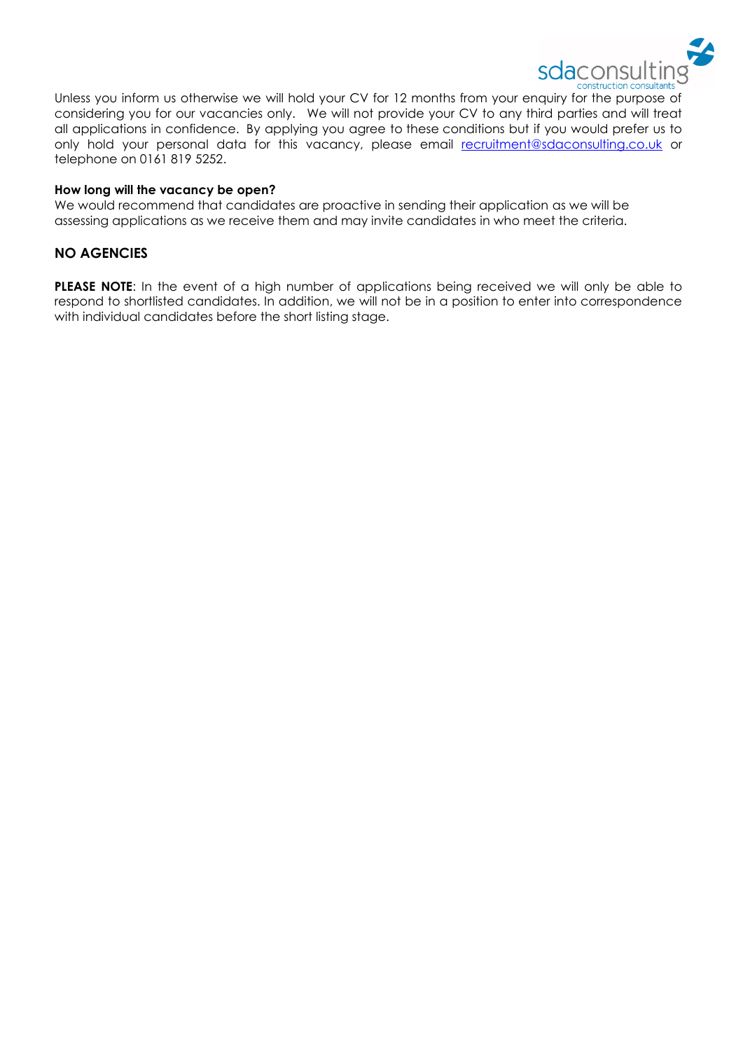Unless you inform us otherwise we will hold your CV for 12 months from your enquiry for the purpose of considering you for our vacancies only. We will not provide your CV to any third parties and will treat all applications in confidence. By applying you agree to these conditions but if you would prefer us to only hold your personal data for this vacancy, please email recruitment@sdaconsulting.co.uk or telephone on 0161 819 5252.

**How long will the vacancy be open?**
We would recommend that candidates are proactive in sending their application as we will be assessing applications as we receive them and may invite candidates in who meet the criteria.

## NO AGENCIES

**PLEASE NOTE**: In the event of a high number of applications being received we will only be able to respond to shortlisted candidates. In addition, we will not be in a position to enter into correspondence with individual candidates before the short listing stage.